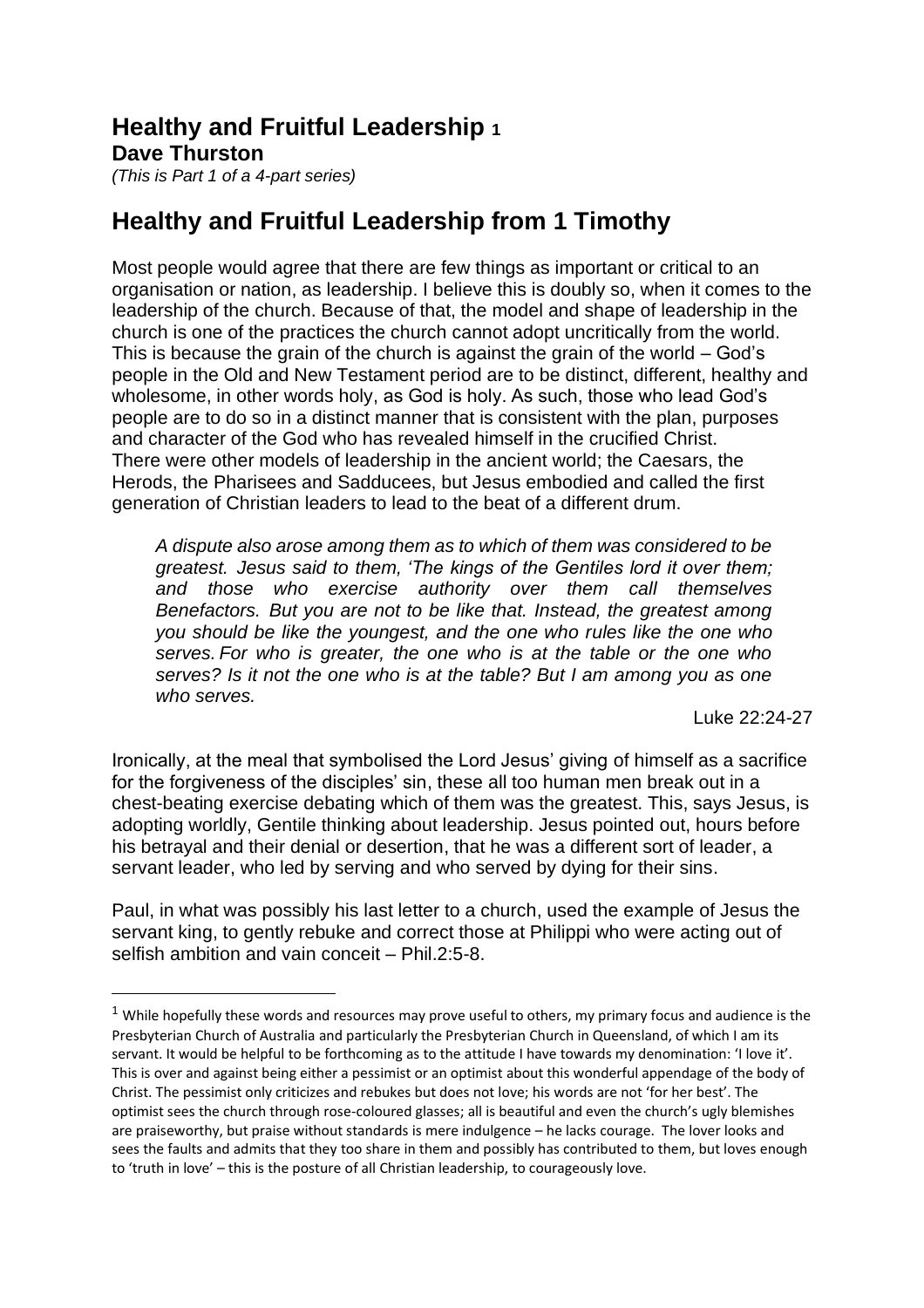# Healthy and Fruitful Leadership [1]

**Dave Thurston**

*(This is Part 1 of a 4-part series)*

## Healthy and Fruitful Leadership from 1 Timothy

Most people would agree that there are few things as important or critical to an organisation or nation, as leadership. I believe this is doubly so, when it comes to the leadership of the church. Because of that, the model and shape of leadership in the church is one of the practices the church cannot adopt uncritically from the world. This is because the grain of the church is against the grain of the world – God's people in the Old and New Testament period are to be distinct, different, healthy and wholesome, in other words holy, as God is holy. As such, those who lead God's people are to do so in a distinct manner that is consistent with the plan, purposes and character of the God who has revealed himself in the crucified Christ.
There were other models of leadership in the ancient world; the Caesars, the Herods, the Pharisees and Sadducees, but Jesus embodied and called the first generation of Christian leaders to lead to the beat of a different drum.

> *A dispute also arose among them as to which of them was considered to be greatest. Jesus said to them, 'The kings of the Gentiles lord it over them; and those who exercise authority over them call themselves Benefactors. But you are not to be like that. Instead, the greatest among you should be like the youngest, and the one who rules like the one who serves. For who is greater, the one who is at the table or the one who serves? Is it not the one who is at the table? But I am among you as one who serves.*
>
> Luke 22:24-27

Ironically, at the meal that symbolised the Lord Jesus' giving of himself as a sacrifice for the forgiveness of the disciples' sin, these all too human men break out in a chest-beating exercise debating which of them was the greatest. This, says Jesus, is adopting worldly, Gentile thinking about leadership. Jesus pointed out, hours before his betrayal and their denial or desertion, that he was a different sort of leader, a servant leader, who led by serving and who served by dying for their sins.

Paul, in what was possibly his last letter to a church, used the example of Jesus the servant king, to gently rebuke and correct those at Philippi who were acting out of selfish ambition and vain conceit – Phil.2:5-8.

---

[1] While hopefully these words and resources may prove useful to others, my primary focus and audience is the Presbyterian Church of Australia and particularly the Presbyterian Church in Queensland, of which I am its servant. It would be helpful to be forthcoming as to the attitude I have towards my denomination: 'I love it'. This is over and against being either a pessimist or an optimist about this wonderful appendage of the body of Christ. The pessimist only criticizes and rebukes but does not love; his words are not 'for her best'. The optimist sees the church through rose-coloured glasses; all is beautiful and even the church's ugly blemishes are praiseworthy, but praise without standards is mere indulgence – he lacks courage. The lover looks and sees the faults and admits that they too share in them and possibly has contributed to them, but loves enough to 'truth in love' – this is the posture of all Christian leadership, to courageously love.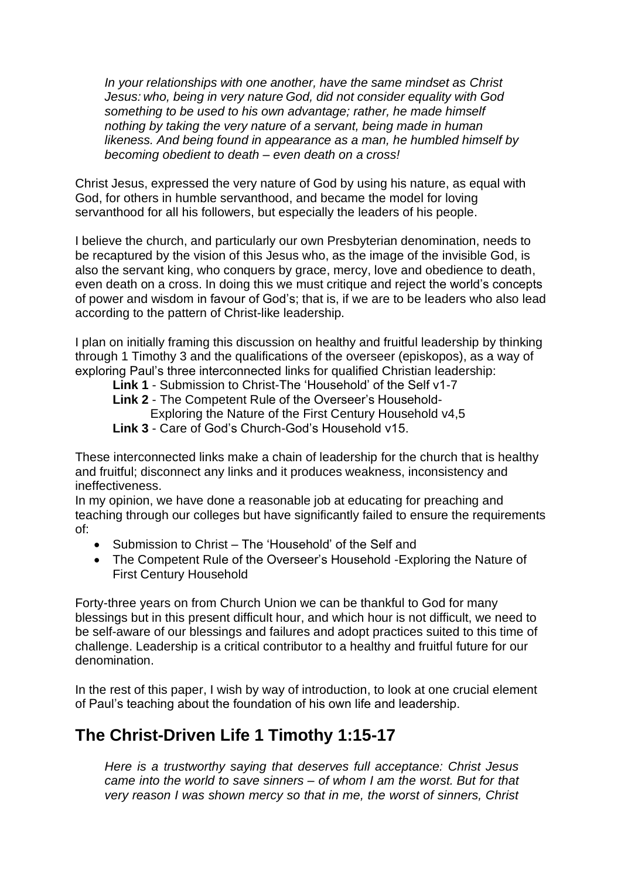*In your relationships with one another, have the same mindset as Christ Jesus: who, being in very nature God, did not consider equality with God something to be used to his own advantage; rather, he made himself nothing by taking the very nature of a servant, being made in human likeness. And being found in appearance as a man, he humbled himself by becoming obedient to death – even death on a cross!*

Christ Jesus, expressed the very nature of God by using his nature, as equal with God, for others in humble servanthood, and became the model for loving servanthood for all his followers, but especially the leaders of his people.

I believe the church, and particularly our own Presbyterian denomination, needs to be recaptured by the vision of this Jesus who, as the image of the invisible God, is also the servant king, who conquers by grace, mercy, love and obedience to death, even death on a cross. In doing this we must critique and reject the world's concepts of power and wisdom in favour of God's; that is, if we are to be leaders who also lead according to the pattern of Christ-like leadership.

I plan on initially framing this discussion on healthy and fruitful leadership by thinking through 1 Timothy 3 and the qualifications of the overseer (episkopos), as a way of exploring Paul's three interconnected links for qualified Christian leadership:

**Link 1** - Submission to Christ-The 'Household' of the Self v1-7
**Link 2** - The Competent Rule of the Overseer's Household-
Exploring the Nature of the First Century Household v4,5
**Link 3** - Care of God's Church-God's Household v15.

These interconnected links make a chain of leadership for the church that is healthy and fruitful; disconnect any links and it produces weakness, inconsistency and ineffectiveness.
In my opinion, we have done a reasonable job at educating for preaching and teaching through our colleges but have significantly failed to ensure the requirements of:

- Submission to Christ – The 'Household' of the Self and
- The Competent Rule of the Overseer's Household -Exploring the Nature of First Century Household

Forty-three years on from Church Union we can be thankful to God for many blessings but in this present difficult hour, and which hour is not difficult, we need to be self-aware of our blessings and failures and adopt practices suited to this time of challenge. Leadership is a critical contributor to a healthy and fruitful future for our denomination.

In the rest of this paper, I wish by way of introduction, to look at one crucial element of Paul's teaching about the foundation of his own life and leadership.

## The Christ-Driven Life 1 Timothy 1:15-17

*Here is a trustworthy saying that deserves full acceptance: Christ Jesus came into the world to save sinners – of whom I am the worst. But for that very reason I was shown mercy so that in me, the worst of sinners, Christ*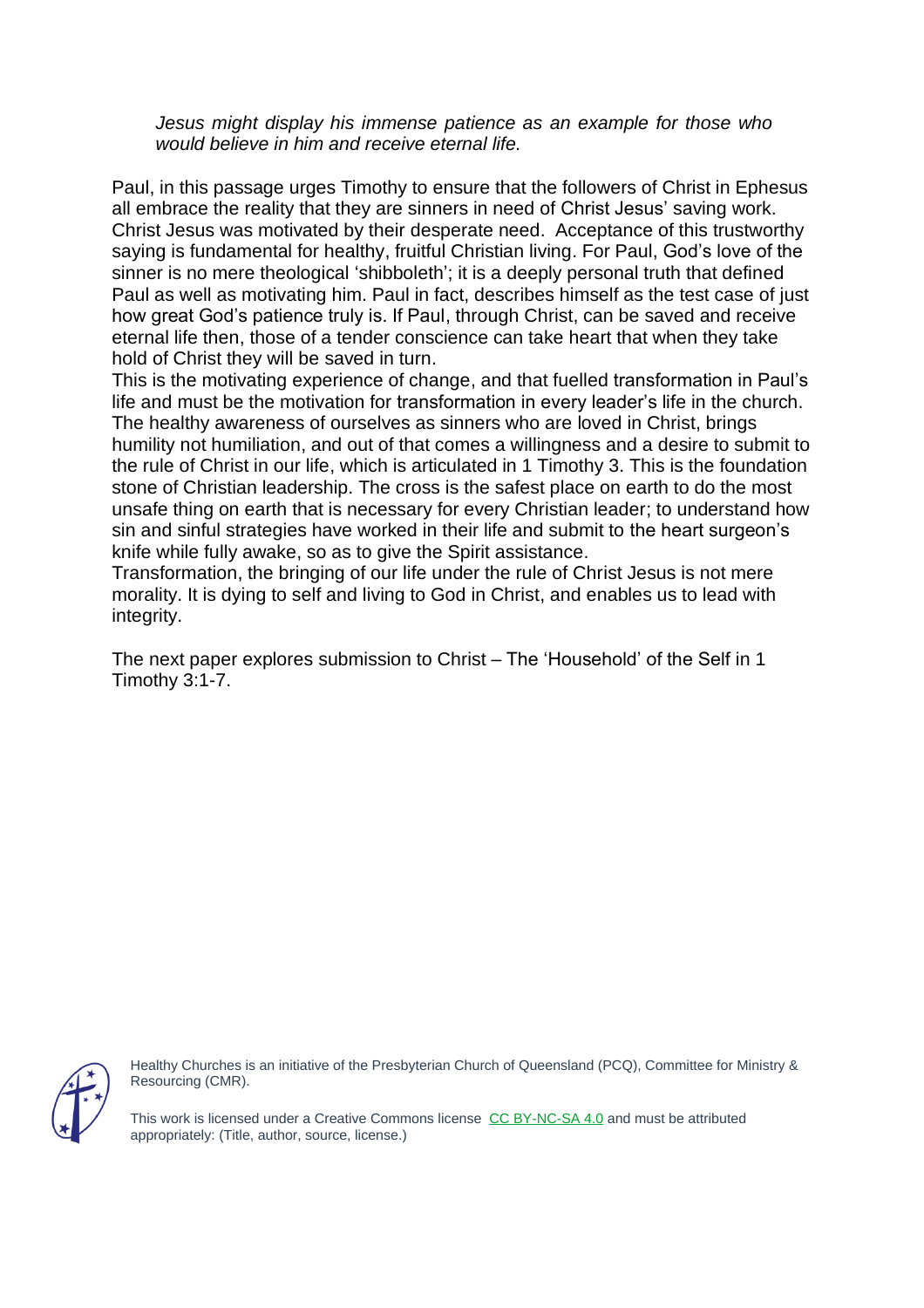*Jesus might display his immense patience as an example for those who would believe in him and receive eternal life.*

Paul, in this passage urges Timothy to ensure that the followers of Christ in Ephesus all embrace the reality that they are sinners in need of Christ Jesus' saving work. Christ Jesus was motivated by their desperate need. Acceptance of this trustworthy saying is fundamental for healthy, fruitful Christian living. For Paul, God's love of the sinner is no mere theological 'shibboleth'; it is a deeply personal truth that defined Paul as well as motivating him. Paul in fact, describes himself as the test case of just how great God's patience truly is. If Paul, through Christ, can be saved and receive eternal life then, those of a tender conscience can take heart that when they take hold of Christ they will be saved in turn.

This is the motivating experience of change, and that fuelled transformation in Paul's life and must be the motivation for transformation in every leader's life in the church. The healthy awareness of ourselves as sinners who are loved in Christ, brings humility not humiliation, and out of that comes a willingness and a desire to submit to the rule of Christ in our life, which is articulated in 1 Timothy 3. This is the foundation stone of Christian leadership. The cross is the safest place on earth to do the most unsafe thing on earth that is necessary for every Christian leader; to understand how sin and sinful strategies have worked in their life and submit to the heart surgeon's knife while fully awake, so as to give the Spirit assistance.

Transformation, the bringing of our life under the rule of Christ Jesus is not mere morality. It is dying to self and living to God in Christ, and enables us to lead with integrity.

The next paper explores submission to Christ – The 'Household' of the Self in 1 Timothy 3:1-7.

Healthy Churches is an initiative of the Presbyterian Church of Queensland (PCQ), Committee for Ministry & Resourcing (CMR).

This work is licensed under a Creative Commons license CC BY-NC-SA 4.0 and must be attributed appropriately: (Title, author, source, license.)